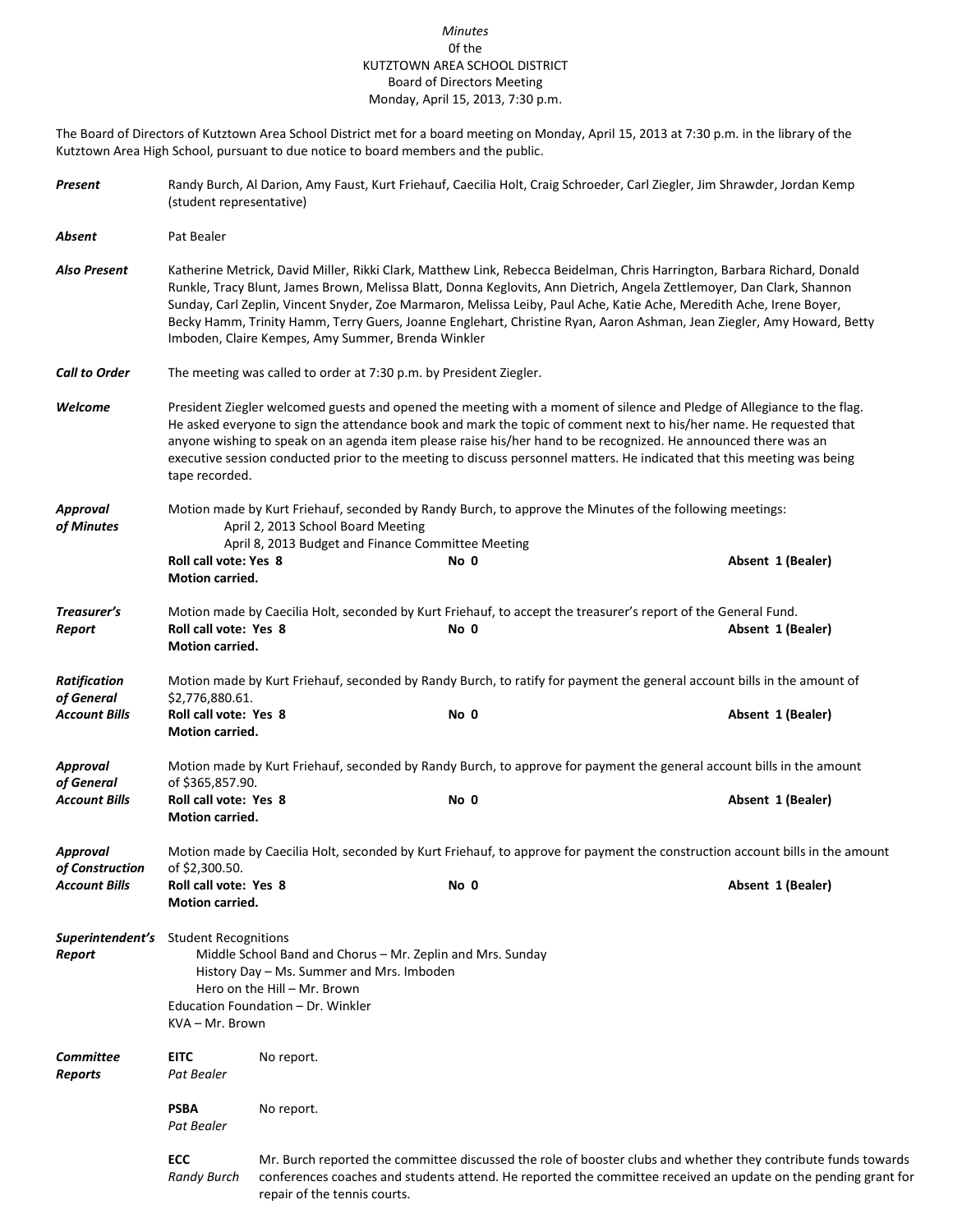*Minutes*
0f the
KUTZTOWN AREA SCHOOL DISTRICT
Board of Directors Meeting
Monday, April 15, 2013, 7:30 p.m.

The Board of Directors of Kutztown Area School District met for a board meeting on Monday, April 15, 2013 at 7:30 p.m. in the library of the Kutztown Area High School, pursuant to due notice to board members and the public.

***Present*** Randy Burch, Al Darion, Amy Faust, Kurt Friehauf, Caecilia Holt, Craig Schroeder, Carl Ziegler, Jim Shrawder, Jordan Kemp (student representative)

***Absent*** Pat Bealer

***Also Present*** Katherine Metrick, David Miller, Rikki Clark, Matthew Link, Rebecca Beidelman, Chris Harrington, Barbara Richard, Donald Runkle, Tracy Blunt, James Brown, Melissa Blatt, Donna Keglovits, Ann Dietrich, Angela Zettlemoyer, Dan Clark, Shannon Sunday, Carl Zeplin, Vincent Snyder, Zoe Marmaron, Melissa Leiby, Paul Ache, Katie Ache, Meredith Ache, Irene Boyer, Becky Hamm, Trinity Hamm, Terry Guers, Joanne Englehart, Christine Ryan, Aaron Ashman, Jean Ziegler, Amy Howard, Betty Imboden, Claire Kempes, Amy Summer, Brenda Winkler

***Call to Order*** The meeting was called to order at 7:30 p.m. by President Ziegler.

***Welcome*** President Ziegler welcomed guests and opened the meeting with a moment of silence and Pledge of Allegiance to the flag. He asked everyone to sign the attendance book and mark the topic of comment next to his/her name. He requested that anyone wishing to speak on an agenda item please raise his/her hand to be recognized. He announced there was an executive session conducted prior to the meeting to discuss personnel matters. He indicated that this meeting was being tape recorded.

***Approval of Minutes*** Motion made by Kurt Friehauf, seconded by Randy Burch, to approve the Minutes of the following meetings:
April 2, 2013 School Board Meeting
April 8, 2013 Budget and Finance Committee Meeting
**Roll call vote: Yes 8** **No 0** **Absent 1 (Bealer)**
**Motion carried.**

***Treasurer's Report*** Motion made by Caecilia Holt, seconded by Kurt Friehauf, to accept the treasurer's report of the General Fund.
**Roll call vote: Yes 8** **No 0** **Absent 1 (Bealer)**
**Motion carried.**

***Ratification of General Account Bills*** Motion made by Kurt Friehauf, seconded by Randy Burch, to ratify for payment the general account bills in the amount of $2,776,880.61.
**Roll call vote: Yes 8** **No 0** **Absent 1 (Bealer)**
**Motion carried.**

***Approval of General Account Bills*** Motion made by Kurt Friehauf, seconded by Randy Burch, to approve for payment the general account bills in the amount of $365,857.90.
**Roll call vote: Yes 8** **No 0** **Absent 1 (Bealer)**
**Motion carried.**

***Approval of Construction Account Bills*** Motion made by Caecilia Holt, seconded by Kurt Friehauf, to approve for payment the construction account bills in the amount of $2,300.50.
**Roll call vote: Yes 8** **No 0** **Absent 1 (Bealer)**
**Motion carried.**

***Superintendent's Report*** Student Recognitions
- Middle School Band and Chorus – Mr. Zeplin and Mrs. Sunday
- History Day – Ms. Summer and Mrs. Imboden
- Hero on the Hill – Mr. Brown

Education Foundation – Dr. Winkler
KVA – Mr. Brown

***Committee Reports***

**EITC** *Pat Bealer* No report.

**PSBA** *Pat Bealer* No report.

**ECC** *Randy Burch* Mr. Burch reported the committee discussed the role of booster clubs and whether they contribute funds towards conferences coaches and students attend. He reported the committee received an update on the pending grant for repair of the tennis courts.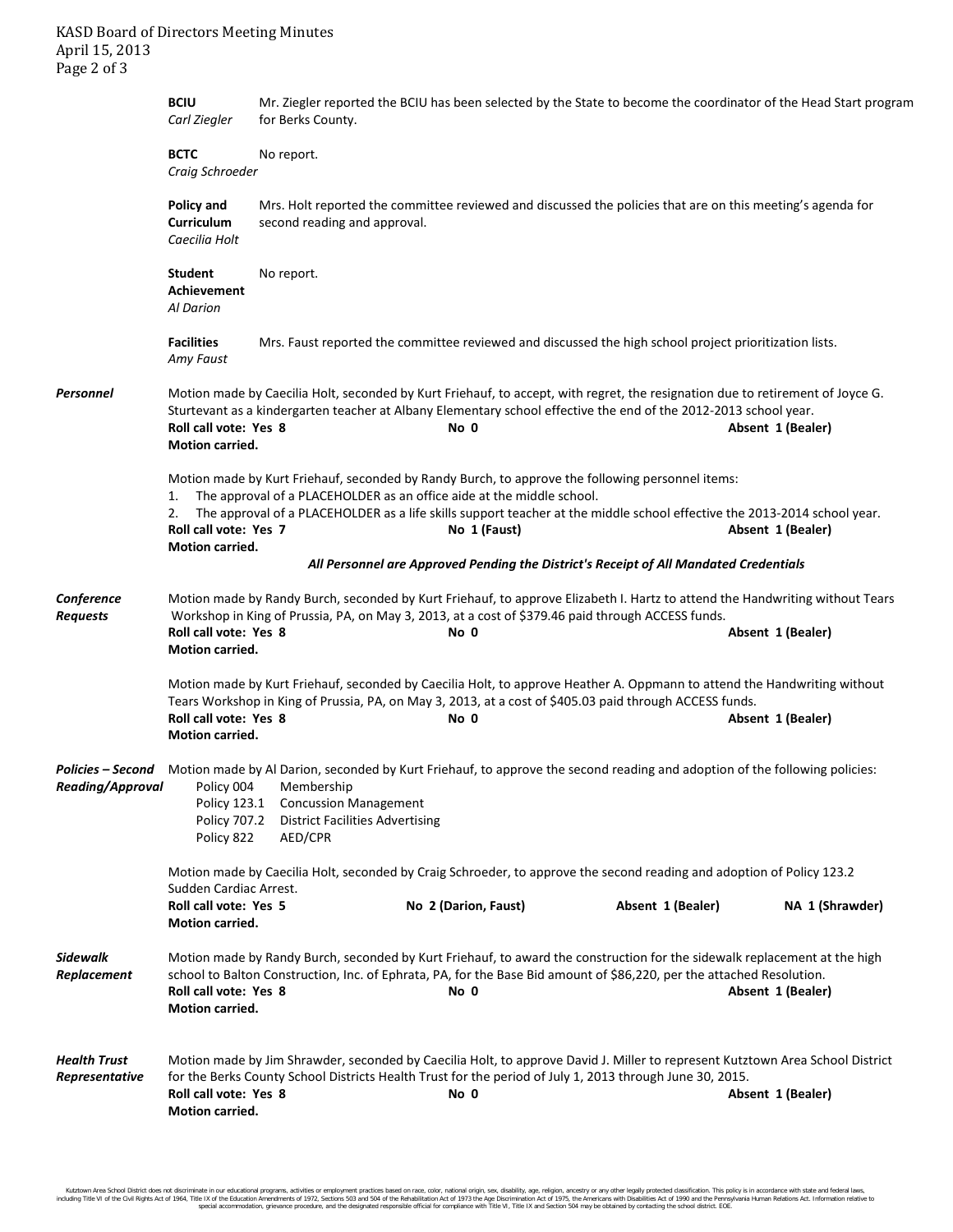**BCIU**
*Carl Ziegler*
Mr. Ziegler reported the BCIU has been selected by the State to become the coordinator of the Head Start program for Berks County.

**BCTC**
*Craig Schroeder*
No report.

**Policy and Curriculum**
*Caecilia Holt*
Mrs. Holt reported the committee reviewed and discussed the policies that are on this meeting's agenda for second reading and approval.

**Student Achievement**
*Al Darion*
No report.

**Facilities**
*Amy Faust*
Mrs. Faust reported the committee reviewed and discussed the high school project prioritization lists.

***Personnel***

Motion made by Caecilia Holt, seconded by Kurt Friehauf, to accept, with regret, the resignation due to retirement of Joyce G. Sturtevant as a kindergarten teacher at Albany Elementary school effective the end of the 2012-2013 school year.
**Roll call vote: Yes 8** **No 0** **Absent 1 (Bealer)**
**Motion carried.**

Motion made by Kurt Friehauf, seconded by Randy Burch, to approve the following personnel items:

1. The approval of a PLACEHOLDER as an office aide at the middle school.
2. The approval of a PLACEHOLDER as a life skills support teacher at the middle school effective the 2013-2014 school year.

**Roll call vote: Yes 7** **No 1 (Faust)** **Absent 1 (Bealer)**
**Motion carried.**

***All Personnel are Approved Pending the District's Receipt of All Mandated Credentials***

***Conference Requests***

Motion made by Randy Burch, seconded by Kurt Friehauf, to approve Elizabeth I. Hartz to attend the Handwriting without Tears Workshop in King of Prussia, PA, on May 3, 2013, at a cost of $379.46 paid through ACCESS funds.
**Roll call vote: Yes 8** **No 0** **Absent 1 (Bealer)**
**Motion carried.**

Motion made by Kurt Friehauf, seconded by Caecilia Holt, to approve Heather A. Oppmann to attend the Handwriting without Tears Workshop in King of Prussia, PA, on May 3, 2013, at a cost of $405.03 paid through ACCESS funds.
**Roll call vote: Yes 8** **No 0** **Absent 1 (Bealer)**
**Motion carried.**

***Policies – Second Reading/Approval***

Motion made by Al Darion, seconded by Kurt Friehauf, to approve the second reading and adoption of the following policies:

- Policy 004 Membership
- Policy 123.1 Concussion Management
- Policy 707.2 District Facilities Advertising
- Policy 822 AED/CPR

Motion made by Caecilia Holt, seconded by Craig Schroeder, to approve the second reading and adoption of Policy 123.2 Sudden Cardiac Arrest.
**Roll call vote: Yes 5** **No 2 (Darion, Faust)** **Absent 1 (Bealer)** **NA 1 (Shrawder)**
**Motion carried.**

***Sidewalk Replacement***

Motion made by Randy Burch, seconded by Kurt Friehauf, to award the construction for the sidewalk replacement at the high school to Balton Construction, Inc. of Ephrata, PA, for the Base Bid amount of $86,220, per the attached Resolution.
**Roll call vote: Yes 8** **No 0** **Absent 1 (Bealer)**
**Motion carried.**

***Health Trust Representative***

Motion made by Jim Shrawder, seconded by Caecilia Holt, to approve David J. Miller to represent Kutztown Area School District for the Berks County School Districts Health Trust for the period of July 1, 2013 through June 30, 2015.
**Roll call vote: Yes 8** **No 0** **Absent 1 (Bealer)**
**Motion carried.**

Kutztown Area School District does not discriminate in our educational programs, activities or employment practices based on race, color, national origin, sex, disability, age, religion, ancestry or any other legally protected classification. This policy is in accordance with state and federal laws, including Title VI of the Civil Rights Act of 1964, Title IX of the Education Amendments of 1972, Sections 503 and 504 of the Rehabilitation Act of 1973 the Age Discrimination Act of 1975, the Americans with Disabilities Act of 1990 and the Pennsylvania Human Relations Act. Information relative to special accommodation, grievance procedure, and the designated responsible official for compliance with Title VI, Title IX and Section 504 may be obtained by contacting the school district. EOE.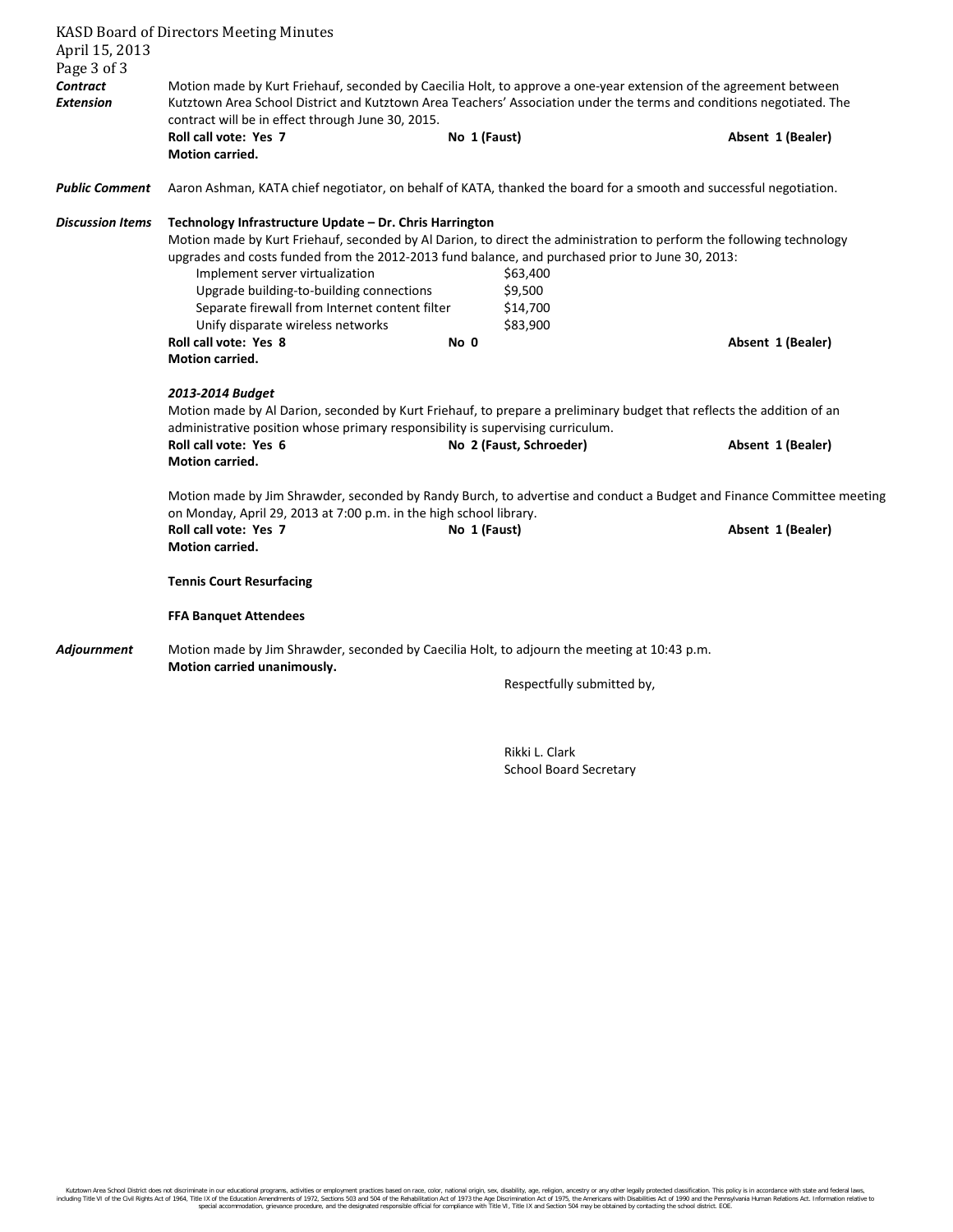**_Contract Extension_**

Motion made by Kurt Friehauf, seconded by Caecilia Holt, to approve a one-year extension of the agreement between Kutztown Area School District and Kutztown Area Teachers' Association under the terms and conditions negotiated. The contract will be in effect through June 30, 2015.

**Roll call vote: Yes 7 No 1 (Faust) Absent 1 (Bealer)**
**Motion carried.**

**_Public Comment_**

Aaron Ashman, KATA chief negotiator, on behalf of KATA, thanked the board for a smooth and successful negotiation.

**_Discussion Items_**

**Technology Infrastructure Update – Dr. Chris Harrington**

Motion made by Kurt Friehauf, seconded by Al Darion, to direct the administration to perform the following technology upgrades and costs funded from the 2012-2013 fund balance, and purchased prior to June 30, 2013:

| | |
|---|---|
| Implement server virtualization | $63,400 |
| Upgrade building-to-building connections | $9,500 |
| Separate firewall from Internet content filter | $14,700 |
| Unify disparate wireless networks | $83,900 |

**Roll call vote: Yes 8 No 0 Absent 1 (Bealer)**
**Motion carried.**

***2013-2014 Budget***

Motion made by Al Darion, seconded by Kurt Friehauf, to prepare a preliminary budget that reflects the addition of an administrative position whose primary responsibility is supervising curriculum.

**Roll call vote: Yes 6 No 2 (Faust, Schroeder) Absent 1 (Bealer)**
**Motion carried.**

Motion made by Jim Shrawder, seconded by Randy Burch, to advertise and conduct a Budget and Finance Committee meeting on Monday, April 29, 2013 at 7:00 p.m. in the high school library.

**Roll call vote: Yes 7 No 1 (Faust) Absent 1 (Bealer)**
**Motion carried.**

**Tennis Court Resurfacing**

**FFA Banquet Attendees**

**_Adjournment_**

Motion made by Jim Shrawder, seconded by Caecilia Holt, to adjourn the meeting at 10:43 p.m.
**Motion carried unanimously.**

Respectfully submitted by,

Rikki L. Clark
School Board Secretary

Kutztown Area School District does not discriminate in our educational programs, activities or employment practices based on race, color, national origin, sex, disability, age, religion, ancestry or any other legally protected classification. This policy is in accordance with state and federal laws, including Title VI of the Civil Rights Act of 1964, Title IX of the Education Amendments of 1972, Sections 503 and 504 of the Rehabilitation Act of 1973 the Age Discrimination Act of 1975, the Americans with Disabilities Act of 1990 and the Pennsylvania Human Relations Act. Information relative to special accommodation, grievance procedure, and the designated responsible official for compliance with Title VI, Title IX and Section 504 may be obtained by contacting the school district. EOE.